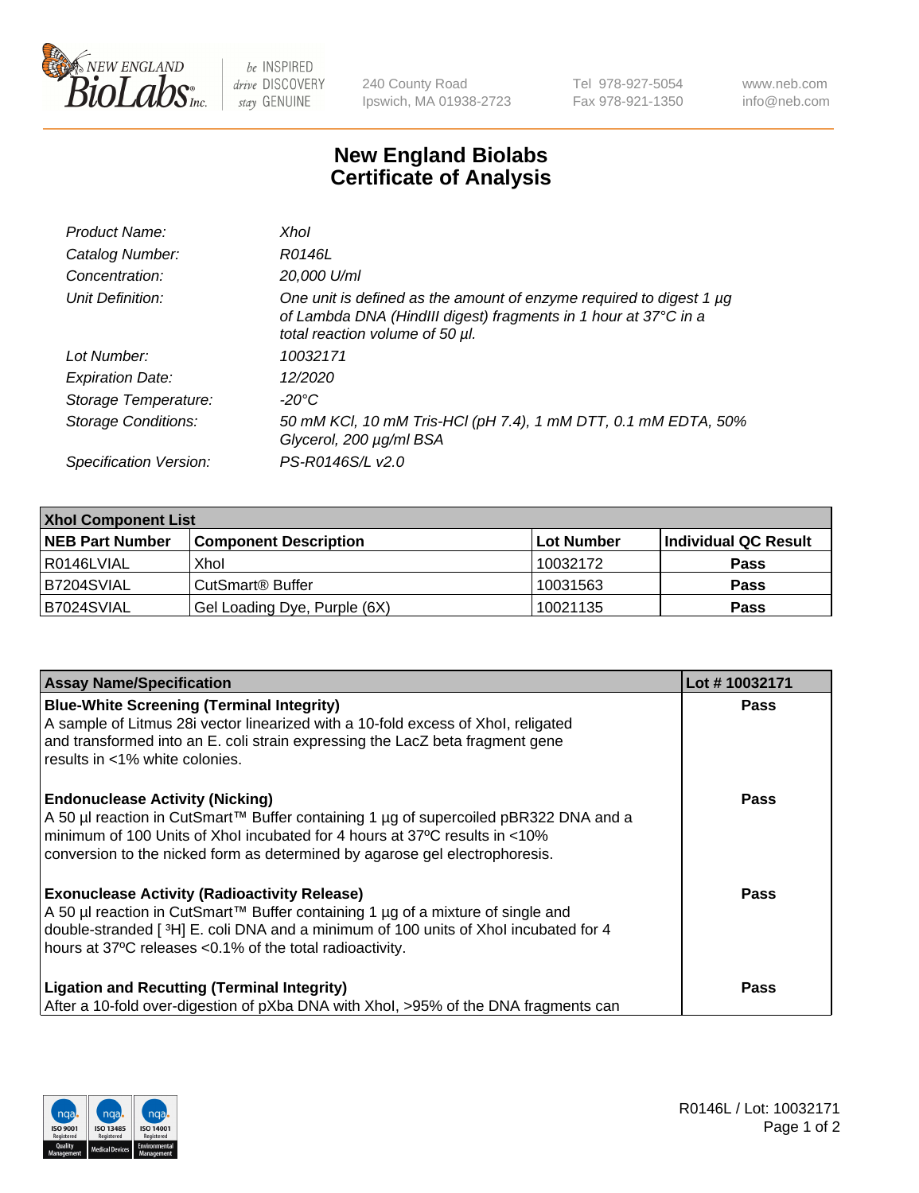# New England Biolabs Certificate of Analysis

| | |
|---|---|
| *Product Name:* | *XhoI* |
| *Catalog Number:* | *R0146L* |
| *Concentration:* | *20,000 U/ml* |
| *Unit Definition:* | *One unit is defined as the amount of enzyme required to digest 1 µg of Lambda DNA (HindIII digest) fragments in 1 hour at 37°C in a total reaction volume of 50 µl.* |
| *Lot Number:* | *10032171* |
| *Expiration Date:* | *12/2020* |
| *Storage Temperature:* | *-20°C* |
| *Storage Conditions:* | *50 mM KCl, 10 mM Tris-HCl (pH 7.4), 1 mM DTT, 0.1 mM EDTA, 50% Glycerol, 200 µg/ml BSA* |
| *Specification Version:* | *PS-R0146S/L v2.0* |

| **XhoI Component List** | | | |
|---|---|---|---|
| **NEB Part Number** | **Component Description** | **Lot Number** | **Individual QC Result** |
| R0146LVIAL | XhoI | 10032172 | **Pass** |
| B7204SVIAL | CutSmart® Buffer | 10031563 | **Pass** |
| B7024SVIAL | Gel Loading Dye, Purple (6X) | 10021135 | **Pass** |

| **Assay Name/Specification** | **Lot # 10032171** |
|---|---|
| **Blue-White Screening (Terminal Integrity)** A sample of Litmus 28i vector linearized with a 10-fold excess of XhoI, religated and transformed into an E. coli strain expressing the LacZ beta fragment gene results in <1% white colonies. | **Pass** |
| **Endonuclease Activity (Nicking)** A 50 µl reaction in CutSmart™ Buffer containing 1 µg of supercoiled pBR322 DNA and a minimum of 100 Units of XhoI incubated for 4 hours at 37ºC results in <10% conversion to the nicked form as determined by agarose gel electrophoresis. | **Pass** |
| **Exonuclease Activity (Radioactivity Release)** A 50 µl reaction in CutSmart™ Buffer containing 1 µg of a mixture of single and double-stranded [ $^{3}$H] E. coli DNA and a minimum of 100 units of XhoI incubated for 4 hours at 37ºC releases <0.1% of the total radioactivity. | **Pass** |
| **Ligation and Recutting (Terminal Integrity)** After a 10-fold over-digestion of pXba DNA with XhoI, >95% of the DNA fragments can | **Pass** |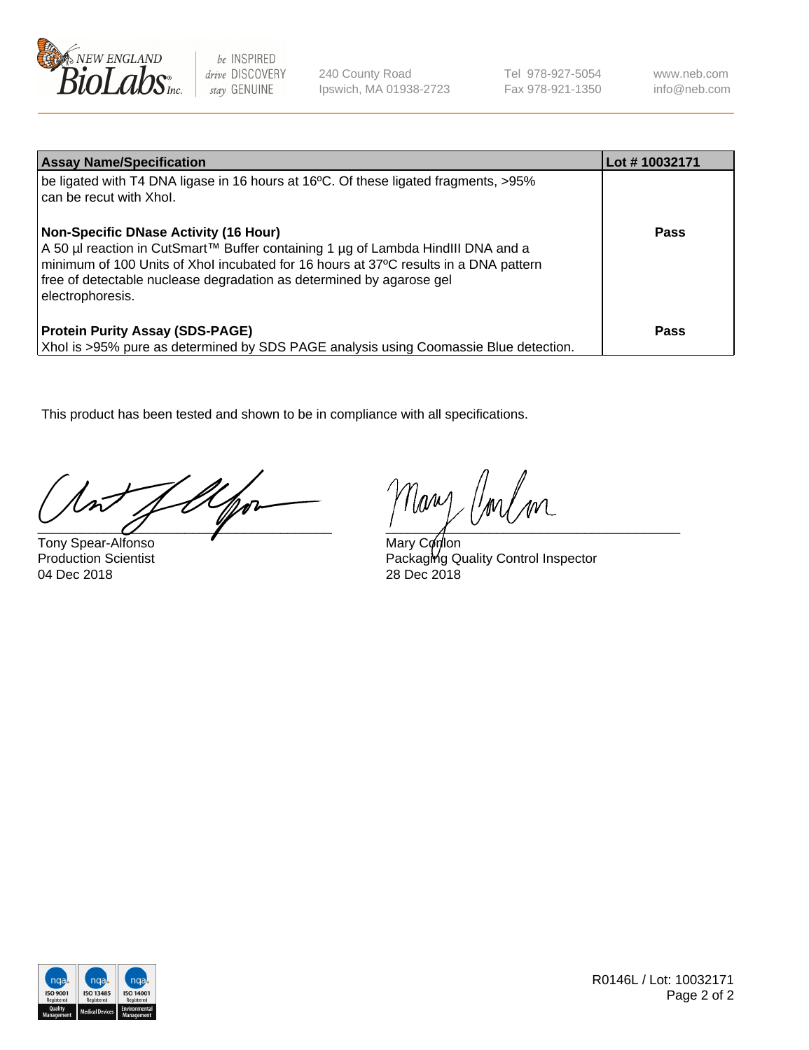| Assay Name/Specification | Lot # 10032171 |
| --- | --- |
| be ligated with T4 DNA ligase in 16 hours at 16ºC. Of these ligated fragments, >95% can be recut with XhoI. | |
| **Non-Specific DNase Activity (16 Hour)**<br>A 50 µl reaction in CutSmart™ Buffer containing 1 µg of Lambda HindIII DNA and a minimum of 100 Units of XhoI incubated for 16 hours at 37ºC results in a DNA pattern free of detectable nuclease degradation as determined by agarose gel electrophoresis. | **Pass** |
| **Protein Purity Assay (SDS-PAGE)**<br>XhoI is >95% pure as determined by SDS PAGE analysis using Coomassie Blue detection. | **Pass** |

This product has been tested and shown to be in compliance with all specifications.

Tony Spear-Alfonso
Production Scientist
04 Dec 2018

Mary Conlon
Packaging Quality Control Inspector
28 Dec 2018

R0146L / Lot: 10032171